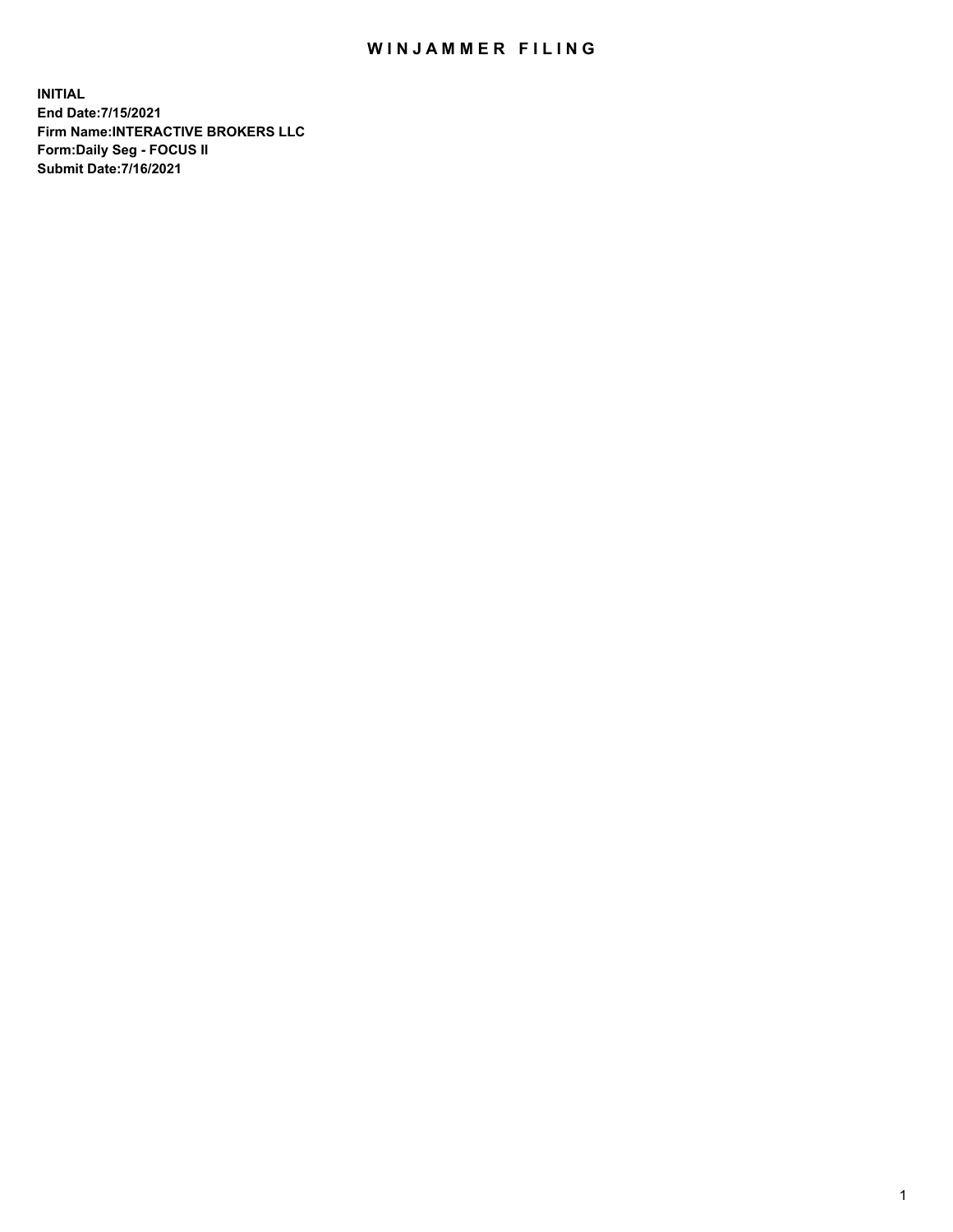# WINJAMMER FILING

**INITIAL**
**End Date:7/15/2021**
**Firm Name:INTERACTIVE BROKERS LLC**
**Form:Daily Seg - FOCUS II**
**Submit Date:7/16/2021**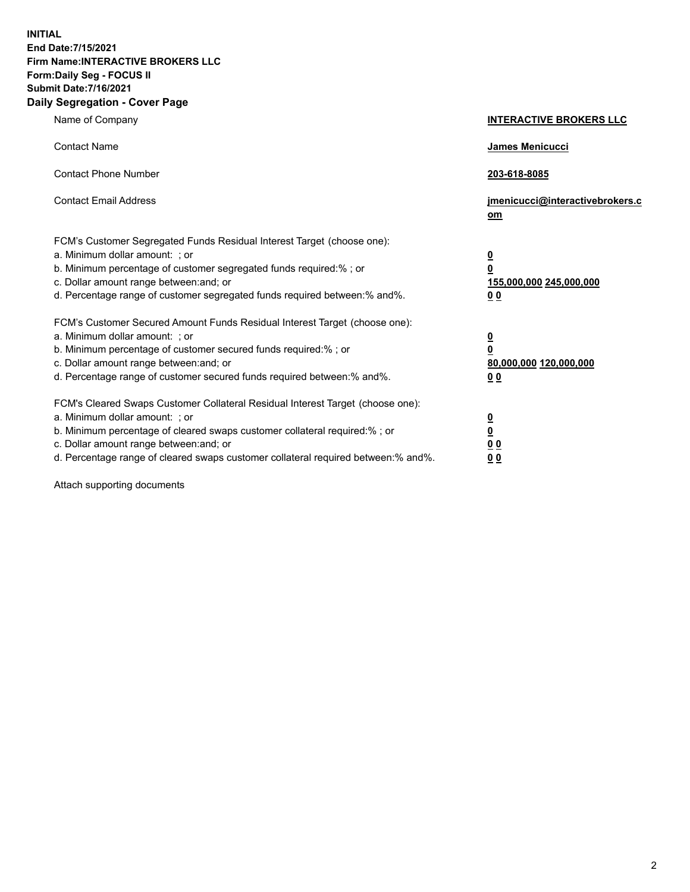**INITIAL**
**End Date:7/15/2021**
**Firm Name:INTERACTIVE BROKERS LLC**
**Form:Daily Seg - FOCUS II**
**Submit Date:7/16/2021**
**Daily Segregation - Cover Page**

| | |
|---|---|
| Name of Company | **INTERACTIVE BROKERS LLC** |
| Contact Name | **James Menicucci** |
| Contact Phone Number | **203-618-8085** |
| Contact Email Address | **jmenicucci@interactivebrokers.com** |

FCM's Customer Segregated Funds Residual Interest Target (choose one):

| | |
|---|---|
| a. Minimum dollar amount: ; or | **0** |
| b. Minimum percentage of customer segregated funds required:% ; or | **0** |
| c. Dollar amount range between:and; or | **155,000,000 245,000,000** |
| d. Percentage range of customer segregated funds required between:% and%. | **0 0** |

FCM's Customer Secured Amount Funds Residual Interest Target (choose one):

| | |
|---|---|
| a. Minimum dollar amount: ; or | **0** |
| b. Minimum percentage of customer secured funds required:% ; or | **0** |
| c. Dollar amount range between:and; or | **80,000,000 120,000,000** |
| d. Percentage range of customer secured funds required between:% and%. | **0 0** |

FCM's Cleared Swaps Customer Collateral Residual Interest Target (choose one):

| | |
|---|---|
| a. Minimum dollar amount: ; or | **0** |
| b. Minimum percentage of cleared swaps customer collateral required:% ; or | **0** |
| c. Dollar amount range between:and; or | **0 0** |
| d. Percentage range of cleared swaps customer collateral required between:% and%. | **0 0** |

Attach supporting documents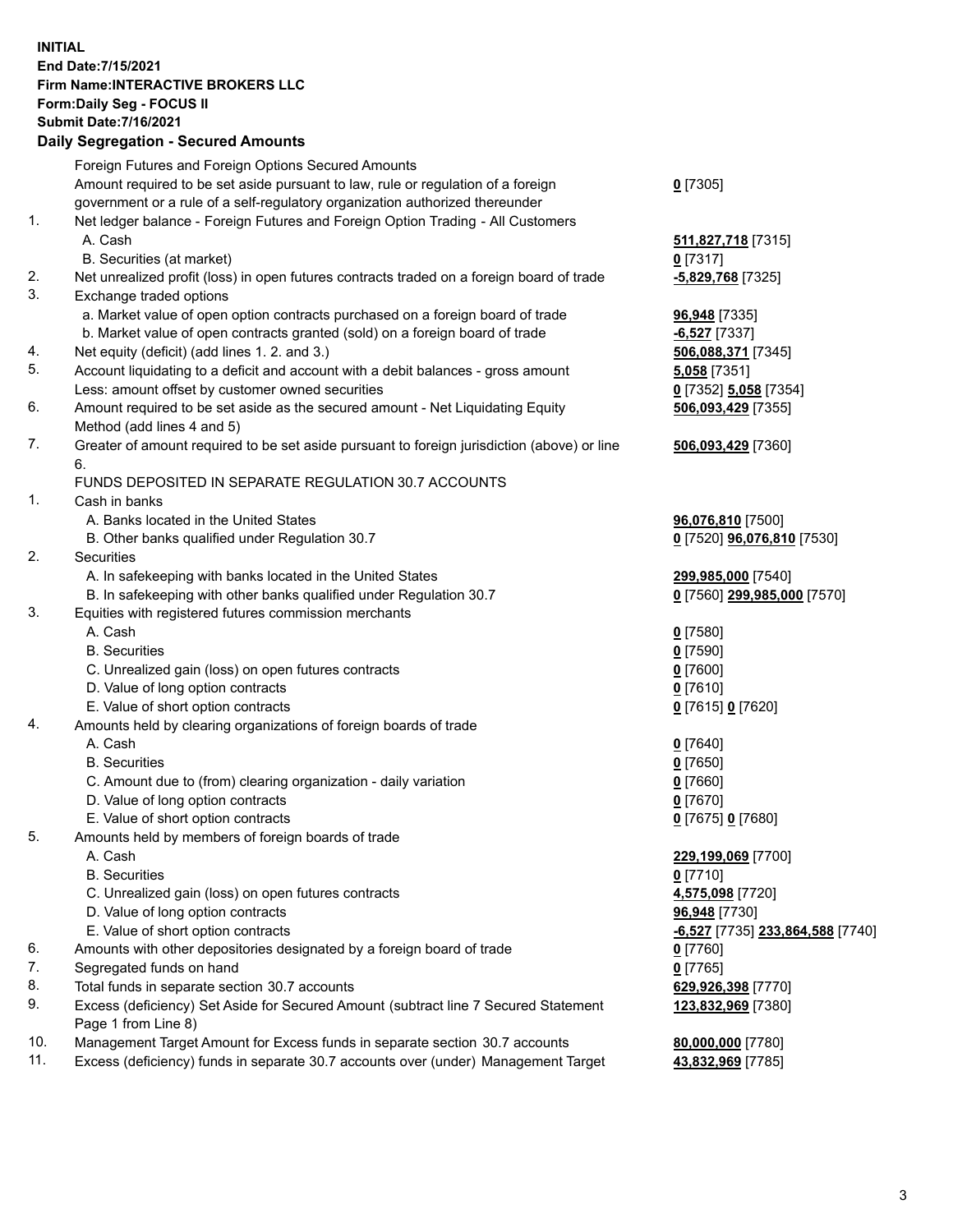**INITIAL**
**End Date:7/15/2021**
**Firm Name:INTERACTIVE BROKERS LLC**
**Form:Daily Seg - FOCUS II**
**Submit Date:7/16/2021**

### Daily Segregation - Secured Amounts

| | | |
|---|---|---|
| | Foreign Futures and Foreign Options Secured Amounts | |
| | Amount required to be set aside pursuant to law, rule or regulation of a foreign government or a rule of a self-regulatory organization authorized thereunder | **0** [7305] |
| 1. | Net ledger balance - Foreign Futures and Foreign Option Trading - All Customers | |
| | A. Cash | **511,827,718** [7315] |
| | B. Securities (at market) | **0** [7317] |
| 2. | Net unrealized profit (loss) in open futures contracts traded on a foreign board of trade | **-5,829,768** [7325] |
| 3. | Exchange traded options | |
| | a. Market value of open option contracts purchased on a foreign board of trade | **96,948** [7335] |
| | b. Market value of open contracts granted (sold) on a foreign board of trade | **-6,527** [7337] |
| 4. | Net equity (deficit) (add lines 1. 2. and 3.) | **506,088,371** [7345] |
| 5. | Account liquidating to a deficit and account with a debit balances - gross amount | **5,058** [7351] |
| | Less: amount offset by customer owned securities | **0** [7352] **5,058** [7354] |
| 6. | Amount required to be set aside as the secured amount - Net Liquidating Equity Method (add lines 4 and 5) | **506,093,429** [7355] |
| 7. | Greater of amount required to be set aside pursuant to foreign jurisdiction (above) or line 6. | **506,093,429** [7360] |
| | FUNDS DEPOSITED IN SEPARATE REGULATION 30.7 ACCOUNTS | |
| 1. | Cash in banks | |
| | A. Banks located in the United States | **96,076,810** [7500] |
| | B. Other banks qualified under Regulation 30.7 | **0** [7520] **96,076,810** [7530] |
| 2. | Securities | |
| | A. In safekeeping with banks located in the United States | **299,985,000** [7540] |
| | B. In safekeeping with other banks qualified under Regulation 30.7 | **0** [7560] **299,985,000** [7570] |
| 3. | Equities with registered futures commission merchants | |
| | A. Cash | **0** [7580] |
| | B. Securities | **0** [7590] |
| | C. Unrealized gain (loss) on open futures contracts | **0** [7600] |
| | D. Value of long option contracts | **0** [7610] |
| | E. Value of short option contracts | **0** [7615] **0** [7620] |
| 4. | Amounts held by clearing organizations of foreign boards of trade | |
| | A. Cash | **0** [7640] |
| | B. Securities | **0** [7650] |
| | C. Amount due to (from) clearing organization - daily variation | **0** [7660] |
| | D. Value of long option contracts | **0** [7670] |
| | E. Value of short option contracts | **0** [7675] **0** [7680] |
| 5. | Amounts held by members of foreign boards of trade | |
| | A. Cash | **229,199,069** [7700] |
| | B. Securities | **0** [7710] |
| | C. Unrealized gain (loss) on open futures contracts | **4,575,098** [7720] |
| | D. Value of long option contracts | **96,948** [7730] |
| | E. Value of short option contracts | **-6,527** [7735] **233,864,588** [7740] |
| 6. | Amounts with other depositories designated by a foreign board of trade | **0** [7760] |
| 7. | Segregated funds on hand | **0** [7765] |
| 8. | Total funds in separate section 30.7 accounts | **629,926,398** [7770] |
| 9. | Excess (deficiency) Set Aside for Secured Amount (subtract line 7 Secured Statement Page 1 from Line 8) | **123,832,969** [7380] |
| 10. | Management Target Amount for Excess funds in separate section 30.7 accounts | **80,000,000** [7780] |
| 11. | Excess (deficiency) funds in separate 30.7 accounts over (under) Management Target | **43,832,969** [7785] |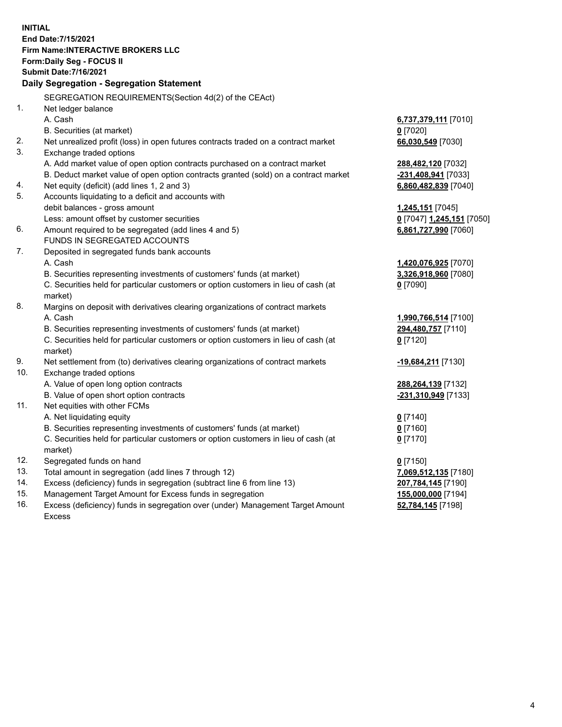**INITIAL**
**End Date:7/15/2021**
**Firm Name:INTERACTIVE BROKERS LLC**
**Form:Daily Seg - FOCUS II**
**Submit Date:7/16/2021**

## Daily Segregation - Segregation Statement

SEGREGATION REQUIREMENTS(Section 4d(2) of the CEAct)

| | | |
|---|---|---|
| 1. | Net ledger balance | |
| | A. Cash | **6,737,379,111** [7010] |
| | B. Securities (at market) | **0** [7020] |
| 2. | Net unrealized profit (loss) in open futures contracts traded on a contract market | **66,030,549** [7030] |
| 3. | Exchange traded options | |
| | A. Add market value of open option contracts purchased on a contract market | **288,482,120** [7032] |
| | B. Deduct market value of open option contracts granted (sold) on a contract market | **-231,408,941** [7033] |
| 4. | Net equity (deficit) (add lines 1, 2 and 3) | **6,860,482,839** [7040] |
| 5. | Accounts liquidating to a deficit and accounts with | |
| | debit balances - gross amount | **1,245,151** [7045] |
| | Less: amount offset by customer securities | **0** [7047] **1,245,151** [7050] |
| 6. | Amount required to be segregated (add lines 4 and 5) | **6,861,727,990** [7060] |
| | FUNDS IN SEGREGATED ACCOUNTS | |
| 7. | Deposited in segregated funds bank accounts | |
| | A. Cash | **1,420,076,925** [7070] |
| | B. Securities representing investments of customers' funds (at market) | **3,326,918,960** [7080] |
| | C. Securities held for particular customers or option customers in lieu of cash (at market) | **0** [7090] |
| 8. | Margins on deposit with derivatives clearing organizations of contract markets | |
| | A. Cash | **1,990,766,514** [7100] |
| | B. Securities representing investments of customers' funds (at market) | **294,480,757** [7110] |
| | C. Securities held for particular customers or option customers in lieu of cash (at market) | **0** [7120] |
| 9. | Net settlement from (to) derivatives clearing organizations of contract markets | **-19,684,211** [7130] |
| 10. | Exchange traded options | |
| | A. Value of open long option contracts | **288,264,139** [7132] |
| | B. Value of open short option contracts | **-231,310,949** [7133] |
| 11. | Net equities with other FCMs | |
| | A. Net liquidating equity | **0** [7140] |
| | B. Securities representing investments of customers' funds (at market) | **0** [7160] |
| | C. Securities held for particular customers or option customers in lieu of cash (at market) | **0** [7170] |
| 12. | Segregated funds on hand | **0** [7150] |
| 13. | Total amount in segregation (add lines 7 through 12) | **7,069,512,135** [7180] |
| 14. | Excess (deficiency) funds in segregation (subtract line 6 from line 13) | **207,784,145** [7190] |
| 15. | Management Target Amount for Excess funds in segregation | **155,000,000** [7194] |
| 16. | Excess (deficiency) funds in segregation over (under) Management Target Amount Excess | **52,784,145** [7198] |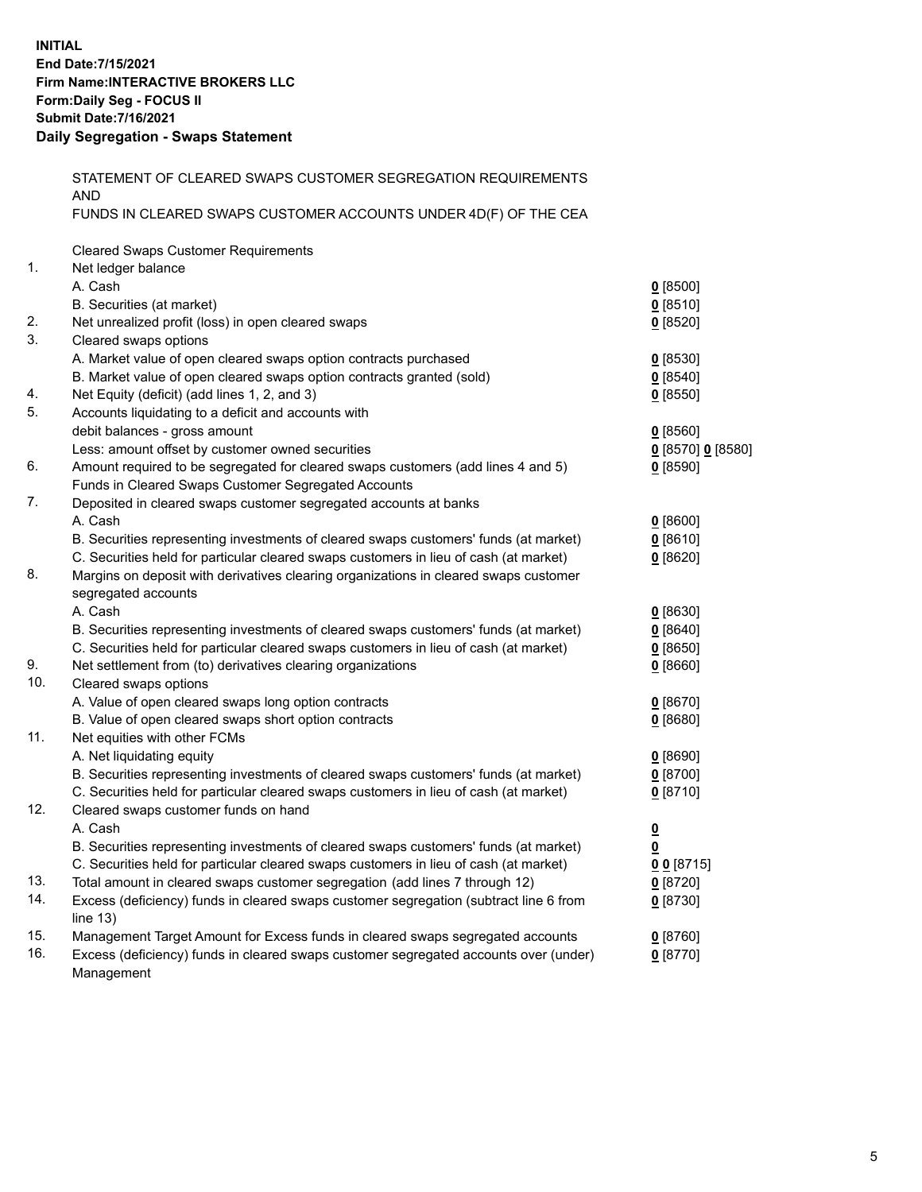**INITIAL**
**End Date:7/15/2021**
**Firm Name:INTERACTIVE BROKERS LLC**
**Form:Daily Seg - FOCUS II**
**Submit Date:7/16/2021**
**Daily Segregation - Swaps Statement**

STATEMENT OF CLEARED SWAPS CUSTOMER SEGREGATION REQUIREMENTS AND FUNDS IN CLEARED SWAPS CUSTOMER ACCOUNTS UNDER 4D(F) OF THE CEA

| | | |
|---|---|---|
| | Cleared Swaps Customer Requirements | |
| 1. | Net ledger balance | |
| | A. Cash | 0 [8500] |
| | B. Securities (at market) | 0 [8510] |
| 2. | Net unrealized profit (loss) in open cleared swaps | 0 [8520] |
| 3. | Cleared swaps options | |
| | A. Market value of open cleared swaps option contracts purchased | 0 [8530] |
| | B. Market value of open cleared swaps option contracts granted (sold) | 0 [8540] |
| 4. | Net Equity (deficit) (add lines 1, 2, and 3) | 0 [8550] |
| 5. | Accounts liquidating to a deficit and accounts with debit balances - gross amount | 0 [8560] |
| | Less: amount offset by customer owned securities | 0 [8570] 0 [8580] |
| 6. | Amount required to be segregated for cleared swaps customers (add lines 4 and 5) | 0 [8590] |
| | Funds in Cleared Swaps Customer Segregated Accounts | |
| 7. | Deposited in cleared swaps customer segregated accounts at banks | |
| | A. Cash | 0 [8600] |
| | B. Securities representing investments of cleared swaps customers' funds (at market) | 0 [8610] |
| | C. Securities held for particular cleared swaps customers in lieu of cash (at market) | 0 [8620] |
| 8. | Margins on deposit with derivatives clearing organizations in cleared swaps customer segregated accounts | |
| | A. Cash | 0 [8630] |
| | B. Securities representing investments of cleared swaps customers' funds (at market) | 0 [8640] |
| | C. Securities held for particular cleared swaps customers in lieu of cash (at market) | 0 [8650] |
| 9. | Net settlement from (to) derivatives clearing organizations | 0 [8660] |
| 10. | Cleared swaps options | |
| | A. Value of open cleared swaps long option contracts | 0 [8670] |
| | B. Value of open cleared swaps short option contracts | 0 [8680] |
| 11. | Net equities with other FCMs | |
| | A. Net liquidating equity | 0 [8690] |
| | B. Securities representing investments of cleared swaps customers' funds (at market) | 0 [8700] |
| | C. Securities held for particular cleared swaps customers in lieu of cash (at market) | 0 [8710] |
| 12. | Cleared swaps customer funds on hand | |
| | A. Cash | 0 |
| | B. Securities representing investments of cleared swaps customers' funds (at market) | 0 |
| | C. Securities held for particular cleared swaps customers in lieu of cash (at market) | 0 0 [8715] |
| 13. | Total amount in cleared swaps customer segregation (add lines 7 through 12) | 0 [8720] |
| 14. | Excess (deficiency) funds in cleared swaps customer segregation (subtract line 6 from line 13) | 0 [8730] |
| 15. | Management Target Amount for Excess funds in cleared swaps segregated accounts | 0 [8760] |
| 16. | Excess (deficiency) funds in cleared swaps customer segregated accounts over (under) Management | 0 [8770] |